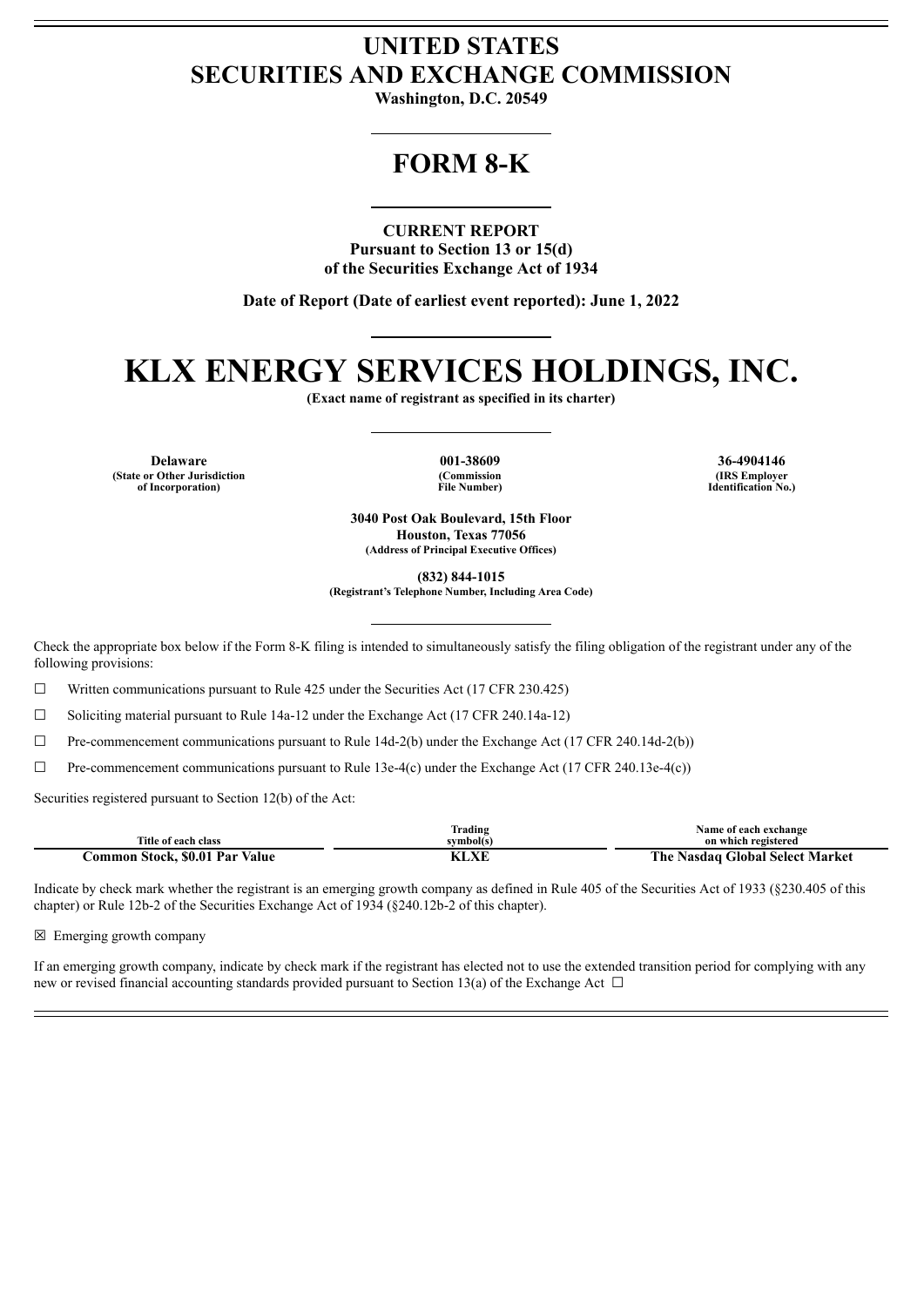# UNITED STATES
# SECURITIES AND EXCHANGE COMMISSION

**Washington, D.C. 20549**

# FORM 8-K

**CURRENT REPORT**
**Pursuant to Section 13 or 15(d)**
**of the Securities Exchange Act of 1934**

**Date of Report (Date of earliest event reported): June 1, 2022**

# KLX ENERGY SERVICES HOLDINGS, INC.

**(Exact name of registrant as specified in its charter)**

| Delaware | 001-38609 | 36-4904146 |
|---|---|---|
| (State or Other Jurisdiction of Incorporation) | (Commission File Number) | (IRS Employer Identification No.) |

**3040 Post Oak Boulevard, 15th Floor**
**Houston, Texas 77056**
**(Address of Principal Executive Offices)**

**(832) 844-1015**
**(Registrant's Telephone Number, Including Area Code)**

Check the appropriate box below if the Form 8-K filing is intended to simultaneously satisfy the filing obligation of the registrant under any of the following provisions:

☐ Written communications pursuant to Rule 425 under the Securities Act (17 CFR 230.425)

☐ Soliciting material pursuant to Rule 14a-12 under the Exchange Act (17 CFR 240.14a-12)

☐ Pre-commencement communications pursuant to Rule 14d-2(b) under the Exchange Act (17 CFR 240.14d-2(b))

☐ Pre-commencement communications pursuant to Rule 13e-4(c) under the Exchange Act (17 CFR 240.13e-4(c))

Securities registered pursuant to Section 12(b) of the Act:

| Title of each class | Trading symbol(s) | Name of each exchange on which registered |
|---|---|---|
| **Common Stock, $0.01 Par Value** | **KLXE** | **The Nasdaq Global Select Market** |

Indicate by check mark whether the registrant is an emerging growth company as defined in Rule 405 of the Securities Act of 1933 (§230.405 of this chapter) or Rule 12b-2 of the Securities Exchange Act of 1934 (§240.12b-2 of this chapter).

☒ Emerging growth company

If an emerging growth company, indicate by check mark if the registrant has elected not to use the extended transition period for complying with any new or revised financial accounting standards provided pursuant to Section 13(a) of the Exchange Act ☐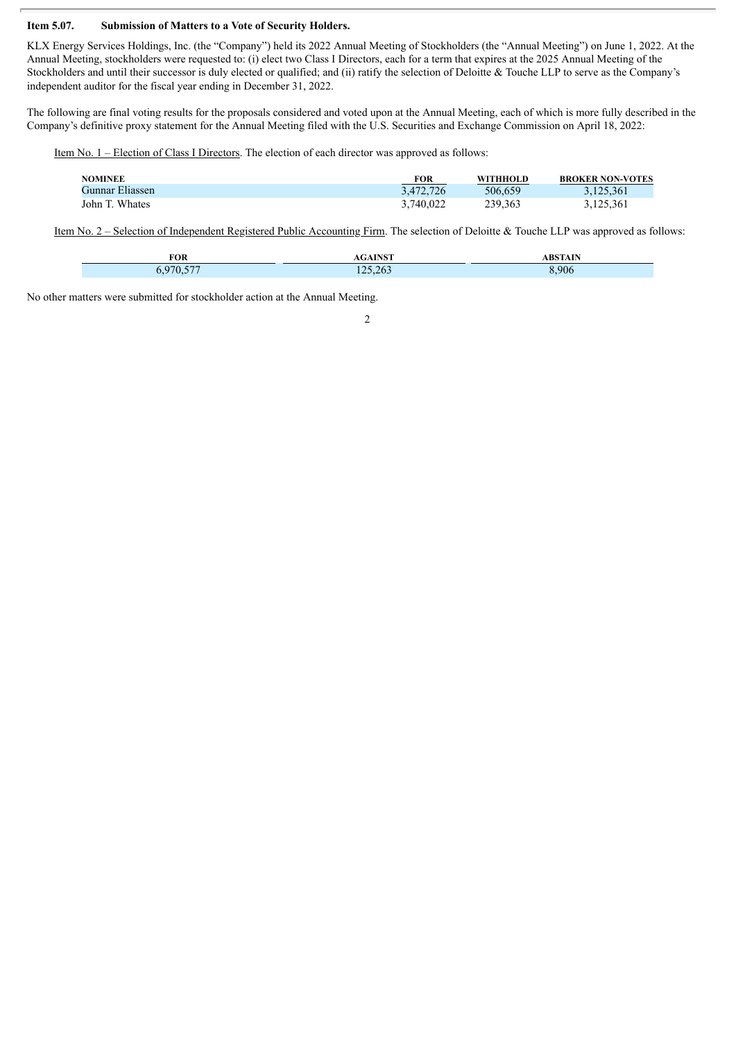**Item 5.07. Submission of Matters to a Vote of Security Holders.**

KLX Energy Services Holdings, Inc. (the "Company") held its 2022 Annual Meeting of Stockholders (the "Annual Meeting") on June 1, 2022. At the Annual Meeting, stockholders were requested to: (i) elect two Class I Directors, each for a term that expires at the 2025 Annual Meeting of the Stockholders and until their successor is duly elected or qualified; and (ii) ratify the selection of Deloitte & Touche LLP to serve as the Company's independent auditor for the fiscal year ending in December 31, 2022.

The following are final voting results for the proposals considered and voted upon at the Annual Meeting, each of which is more fully described in the Company's definitive proxy statement for the Annual Meeting filed with the U.S. Securities and Exchange Commission on April 18, 2022:

Item No. 1 – Election of Class I Directors. The election of each director was approved as follows:

| NOMINEE | FOR | WITHHOLD | BROKER NON-VOTES |
| --- | --- | --- | --- |
| Gunnar Eliassen | 3,472,726 | 506,659 | 3,125,361 |
| John T. Whates | 3,740,022 | 239,363 | 3,125,361 |

Item No. 2 – Selection of Independent Registered Public Accounting Firm. The selection of Deloitte & Touche LLP was approved as follows:

| FOR | AGAINST | ABSTAIN |
| --- | --- | --- |
| 6,970,577 | 125,263 | 8,906 |

No other matters were submitted for stockholder action at the Annual Meeting.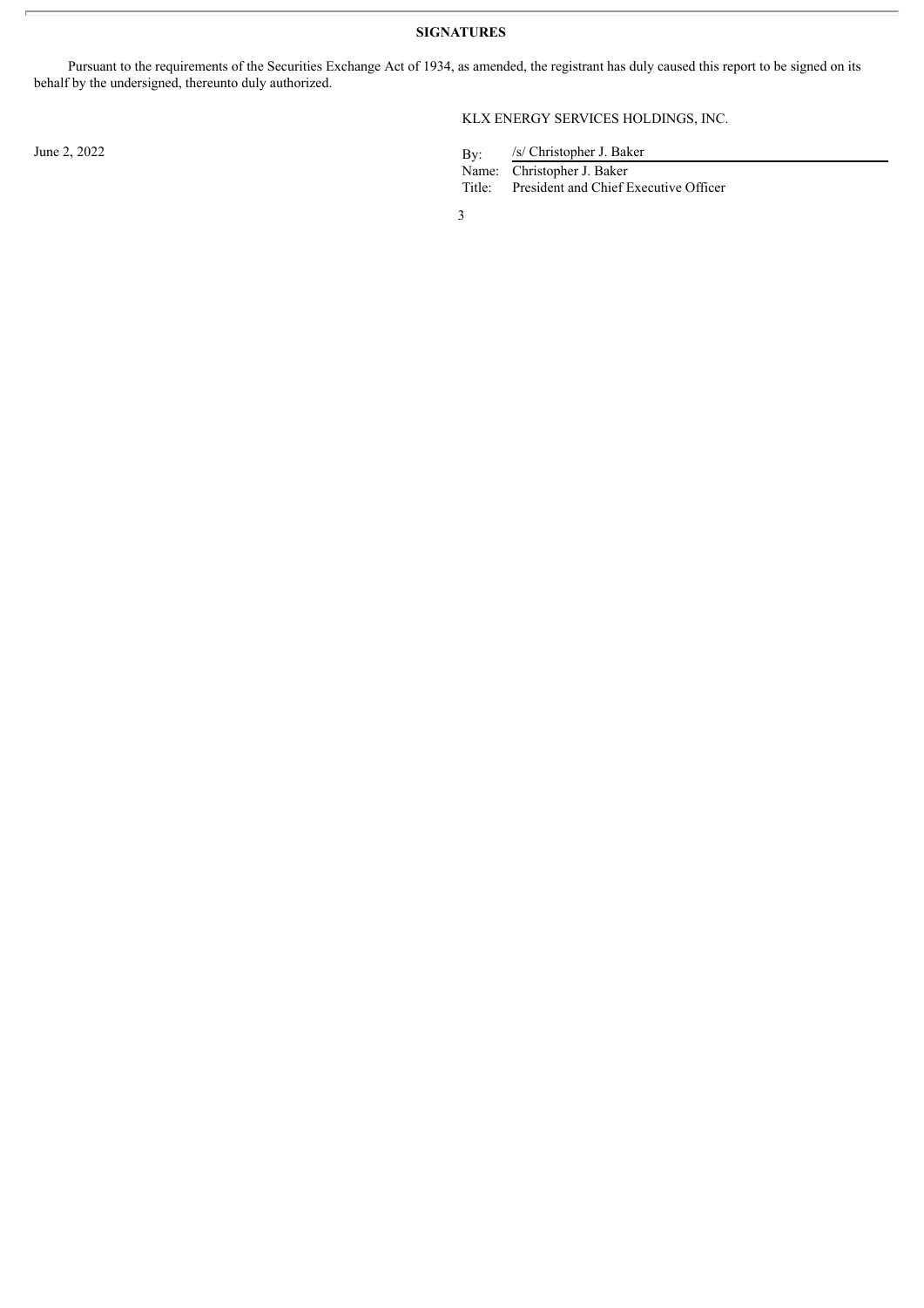**SIGNATURES**

Pursuant to the requirements of the Securities Exchange Act of 1934, as amended, the registrant has duly caused this report to be signed on its behalf by the undersigned, thereunto duly authorized.

KLX ENERGY SERVICES HOLDINGS, INC.

June 2, 2022

| | |
|---|---|
| By: | /s/ Christopher J. Baker |
| Name: | Christopher J. Baker |
| Title: | President and Chief Executive Officer |